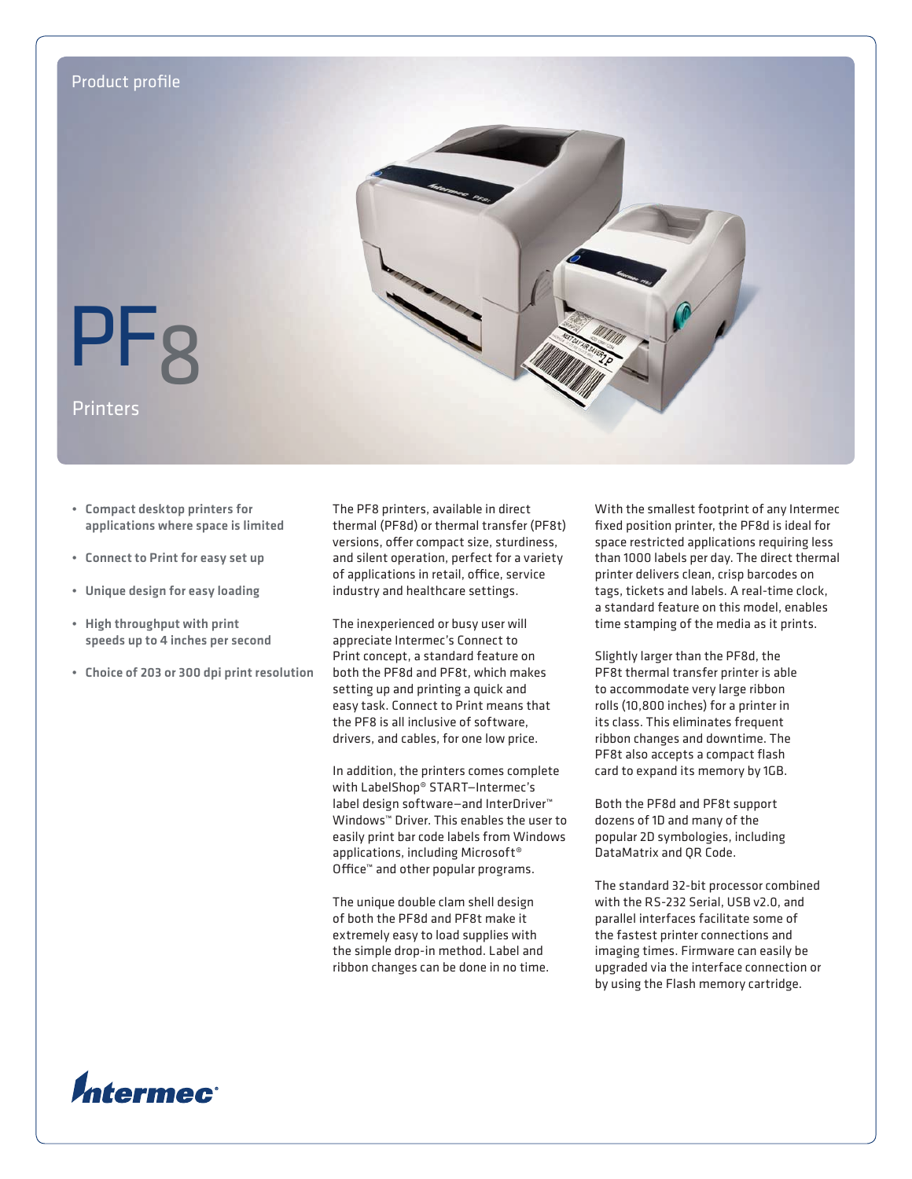Product profile

# PF8

## Printers

- **Compact desktop printers for applications where space is limited**
- **Connect to Print for easy set up**
- **Unique design for easy loading**
- **High throughput with print speeds up to 4 inches per second**
- **Choice of 203 or 300 dpi print resolution**

The PF8 printers, available in direct thermal (PF8d) or thermal transfer (PF8t) versions, offer compact size, sturdiness, and silent operation, perfect for a variety of applications in retail, office, service industry and healthcare settings.

The inexperienced or busy user will appreciate Intermec's Connect to Print concept, a standard feature on both the PF8d and PF8t, which makes setting up and printing a quick and easy task. Connect to Print means that the PF8 is all inclusive of software, drivers, and cables, for one low price.

In addition, the printers comes complete with LabelShop® START—Intermec's label design software—and InterDriver™ Windows™ Driver. This enables the user to easily print bar code labels from Windows applications, including Microsoft® Office™ and other popular programs.

The unique double clam shell design of both the PF8d and PF8t make it extremely easy to load supplies with the simple drop-in method. Label and ribbon changes can be done in no time.

With the smallest footprint of any Intermec fixed position printer, the PF8d is ideal for space restricted applications requiring less than 1000 labels per day. The direct thermal printer delivers clean, crisp barcodes on tags, tickets and labels. A real-time clock, a standard feature on this model, enables time stamping of the media as it prints.

Slightly larger than the PF8d, the PF8t thermal transfer printer is able to accommodate very large ribbon rolls (10,800 inches) for a printer in its class. This eliminates frequent ribbon changes and downtime. The PF8t also accepts a compact flash card to expand its memory by 1GB.

Both the PF8d and PF8t support dozens of 1D and many of the popular 2D symbologies, including DataMatrix and QR Code.

The standard 32-bit processor combined with the RS-232 Serial, USB v2.0, and parallel interfaces facilitate some of the fastest printer connections and imaging times. Firmware can easily be upgraded via the interface connection or by using the Flash memory cartridge.

Intermec®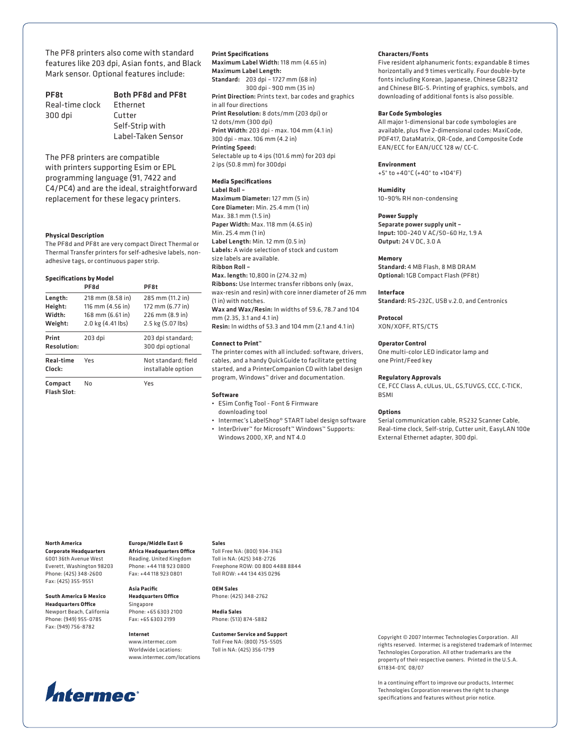The PF8 printers also come with standard features like 203 dpi, Asian fonts, and Black Mark sensor. Optional features include:

| PF8t | Both PF8d and PF8t |
|---|---|
| Real-time clock | Ethernet |
| 300 dpi | Cutter |
| | Self-Strip with Label-Taken Sensor |

The PF8 printers are compatible with printers supporting Esim or EPL programming language (91, 7422 and C4/PC4) and are the ideal, straightforward replacement for these legacy printers.

**Physical Description**

The PF8d and PF8t are very compact Direct Thermal or Thermal Transfer printers for self-adhesive labels, non-adhesive tags, or continuous paper strip.

**Specifications by Model**

| | PF8d | PF8t |
|---|---|---|
| Length: | 218 mm (8.58 in) | 285 mm (11.2 in) |
| Height: | 116 mm (4.56 in) | 172 mm (6.77 in) |
| Width: | 168 mm (6.61 in) | 226 mm (8.9 in) |
| Weight: | 2.0 kg (4.41 lbs) | 2.5 kg (5.07 lbs) |
| Print Resolution: | 203 dpi | 203 dpi standard; 300 dpi optional |
| Real-time Clock: | Yes | Not standard; field installable option |
| Compact Flash Slot: | No | Yes |

**Print Specifications**

**Maximum Label Width:** 118 mm (4.65 in)
**Maximum Label Length:**
**Standard:** 203 dpi – 1727 mm (68 in)
300 dpi - 900 mm (35 in)
**Print Direction:** Prints text, bar codes and graphics in all four directions
**Print Resolution:** 8 dots/mm (203 dpi) or 12 dots/mm (300 dpi)
**Print Width:** 203 dpi - max. 104 mm (4.1 in)
300 dpi - max. 106 mm (4.2 in)
**Printing Speed:**
Selectable up to 4 ips (101.6 mm) for 203 dpi
2 ips (50.8 mm) for 300dpi

**Media Specifications**

**Label Roll –**
**Maximum Diameter:** 127 mm (5 in)
**Core Diameter:** Min. 25.4 mm (1 in)
Max. 38.1 mm (1.5 in)
**Paper Width:** Max. 118 mm (4.65 in)
Min. 25.4 mm (1 in)
**Label Length:** Min. 12 mm (0.5 in)
**Labels:** A wide selection of stock and custom size labels are available.
**Ribbon Roll –**
**Max. length:** 10,800 in (274.32 m)
**Ribbons:** Use Intermec transfer ribbons only (wax, wax-resin and resin) with core inner diameter of 26 mm (1 in) with notches.
**Wax and Wax/Resin:** In widths of 59.6, 78.7 and 104 mm (2.35, 3.1 and 4.1 in)
**Resin:** In widths of 53.3 and 104 mm (2.1 and 4.1 in)

**Connect to Print™**

The printer comes with all included: software, drivers, cables, and a handy QuickGuide to facilitate getting started, and a PrinterCompanion CD with label design program, Windows™ driver and documentation.

**Software**

- ESim Config Tool - Font & Firmware downloading tool
- Intermec's LabelShop® START label design software
- InterDriver™ for Microsoft™ Windows™ Supports: Windows 2000, XP, and NT 4.0

**Characters/Fonts**

Five resident alphanumeric fonts; expandable 8 times horizontally and 9 times vertically. Four double-byte fonts including Korean, Japanese, Chinese GB2312 and Chinese BIG-5. Printing of graphics, symbols, and downloading of additional fonts is also possible.

**Bar Code Symbologies**

All major 1-dimensional bar code symbologies are available, plus five 2-dimensional codes: MaxiCode, PDF417, DataMatrix, QR-Code, and Composite Code EAN/ECC for EAN/UCC 128 w/ CC-C.

**Environment**

+5° to +40°C (+40° to +104°F)

**Humidity**

10–90% RH non-condensing

**Power Supply**

**Separate power supply unit –**
**Input:** 100–240 V AC/50–60 Hz, 1.9 A
**Output:** 24 V DC, 3.0 A

**Memory**

**Standard:** 4 MB Flash, 8 MB DRAM
**Optional:** 1GB Compact Flash (PF8t)

**Interface**

**Standard:** RS-232C, USB v.2.0, and Centronics

**Protocol**

XON/XOFF, RTS/CTS

**Operator Control**

One multi-color LED indicator lamp and one Print/Feed key

**Regulatory Approvals**

CE, FCC Class A, cULus, UL, GS,TUVGS, CCC, C-TICK, BSMI

**Options**

Serial communication cable, RS232 Scanner Cable, Real-time clock, Self-strip, Cutter unit, EasyLAN 100e External Ethernet adapter, 300 dpi.

**North America Corporate Headquarters**
6001 36th Avenue West
Everett, Washington 98203
Phone: (425) 348-2600
Fax: (425) 355-9551

**South America & Mexico Headquarters Office**
Newport Beach, California
Phone: (949) 955-0785
Fax: (949) 756-8782

**Europe/Middle East & Africa Headquarters Office**
Reading, United Kingdom
Phone: +44 118 923 0800
Fax: +44 118 923 0801

**Asia Pacific Headquarters Office**
Singapore
Phone: +65 6303 2100
Fax: +65 6303 2199

**Internet**
www.intermec.com
Worldwide Locations:
www.intermec.com/locations

**Sales**
Toll Free NA: (800) 934-3163
Toll in NA: (425) 348-2726
Freephone ROW: 00 800 4488 8844
Toll ROW: +44 134 435 0296

**OEM Sales**
Phone: (425) 348-2762

**Media Sales**
Phone: (513) 874-5882

**Customer Service and Support**
Toll Free NA: (800) 755-5505
Toll in NA: (425) 356-1799

Intermec®

Copyright © 2007 Intermec Technologies Corporation. All rights reserved. Intermec is a registered trademark of Intermec Technologies Corporation. All other trademarks are the property of their respective owners. Printed in the U.S.A. 611834-01C 08/07

In a continuing effort to improve our products, Intermec Technologies Corporation reserves the right to change specifications and features without prior notice.